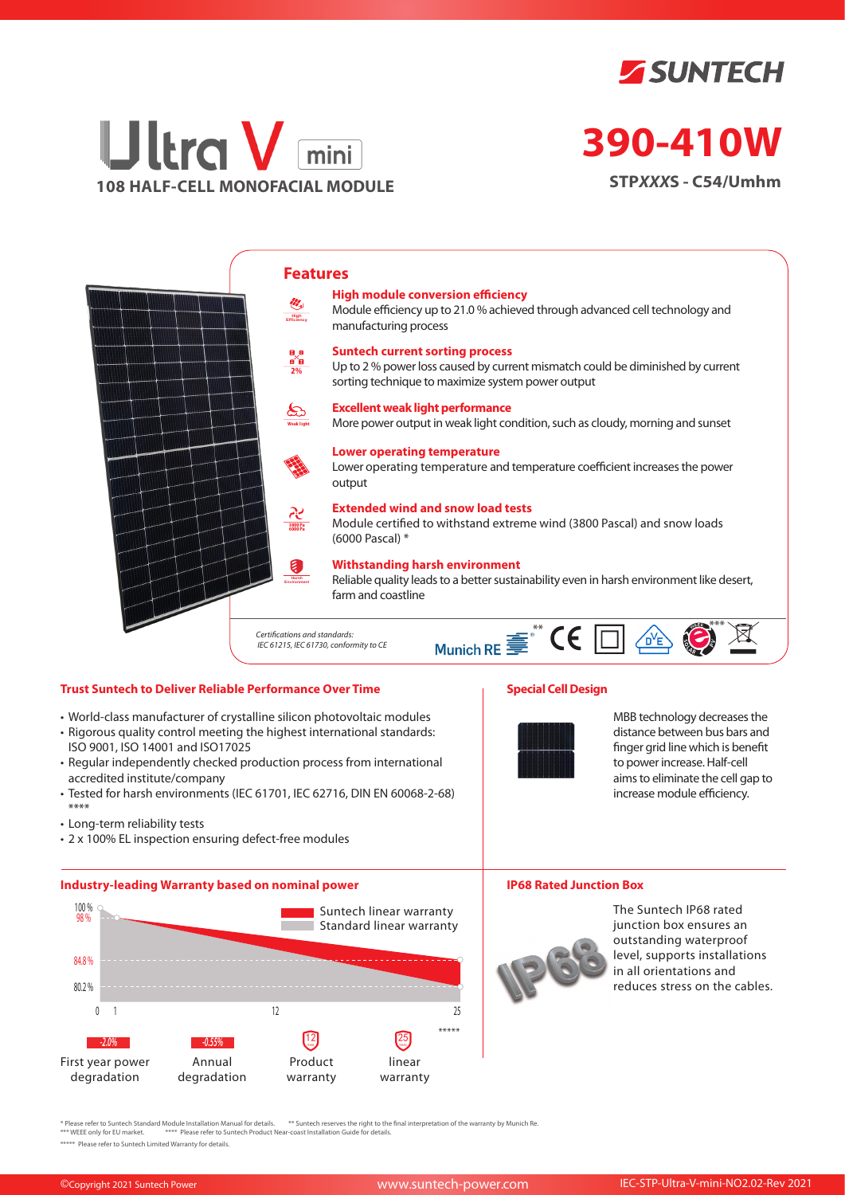SUNTECH

# Ultra V mini

## 108 HALF-CELL MONOFACIAL MODULE

# 390-410W

**STPXXXS - C54/Umhm**

## Features

**High module conversion efficiency**
Module efficiency up to 21.0 % achieved through advanced cell technology and manufacturing process

**Suntech current sorting process**
Up to 2 % power loss caused by current mismatch could be diminished by current sorting technique to maximize system power output

**Excellent weak light performance**
More power output in weak light condition, such as cloudy, morning and sunset

**Lower operating temperature**
Lower operating temperature and temperature coefficient increases the power output

**Extended wind and snow load tests**
Module certified to withstand extreme wind (3800 Pascal) and snow loads (6000 Pascal) *

**Withstanding harsh environment**
Reliable quality leads to a better sustainability even in harsh environment like desert, farm and coastline

*Certifications and standards:*
*IEC 61215, IEC 61730, conformity to CE*

Munich RE ** CE *** 

### Trust Suntech to Deliver Reliable Performance Over Time

- World-class manufacturer of crystalline silicon photovoltaic modules
- Rigorous quality control meeting the highest international standards: ISO 9001, ISO 14001 and ISO17025
- Regular independently checked production process from international accredited institute/company
- Tested for harsh environments (IEC 61701, IEC 62716, DIN EN 60068-2-68) ****
- Long-term reliability tests
- 2 x 100% EL inspection ensuring defect-free modules

### Special Cell Design

MBB technology decreases the distance between bus bars and finger grid line which is benefit to power increase. Half-cell aims to eliminate the cell gap to increase module efficiency.

### Industry-leading Warranty based on nominal power

Suntech linear warranty
Standard linear warranty

100 %, 98 %, 84.8 %, 80.2 %; 0, 1, 12, 25 *****

| -2.0% | -0.55% | 12 | 25 |
|---|---|---|---|
| First year power degradation | Annual degradation | Product warranty | linear warranty |

### IP68 Rated Junction Box

The Suntech IP68 rated junction box ensures an outstanding waterproof level, supports installations in all orientations and reduces stress on the cables.

\* Please refer to Suntech Standard Module Installation Manual for details. ** Suntech reserves the right to the final interpretation of the warranty by Munich Re.
*** WEEE only for EU market. **** Please refer to Suntech Product Near-coast Installation Guide for details.
***** Please refer to Suntech Limited Warranty for details.

©Copyright 2021 Suntech Power www.suntech-power.com IEC-STP-Ultra-V-mini-NO2.02-Rev 2021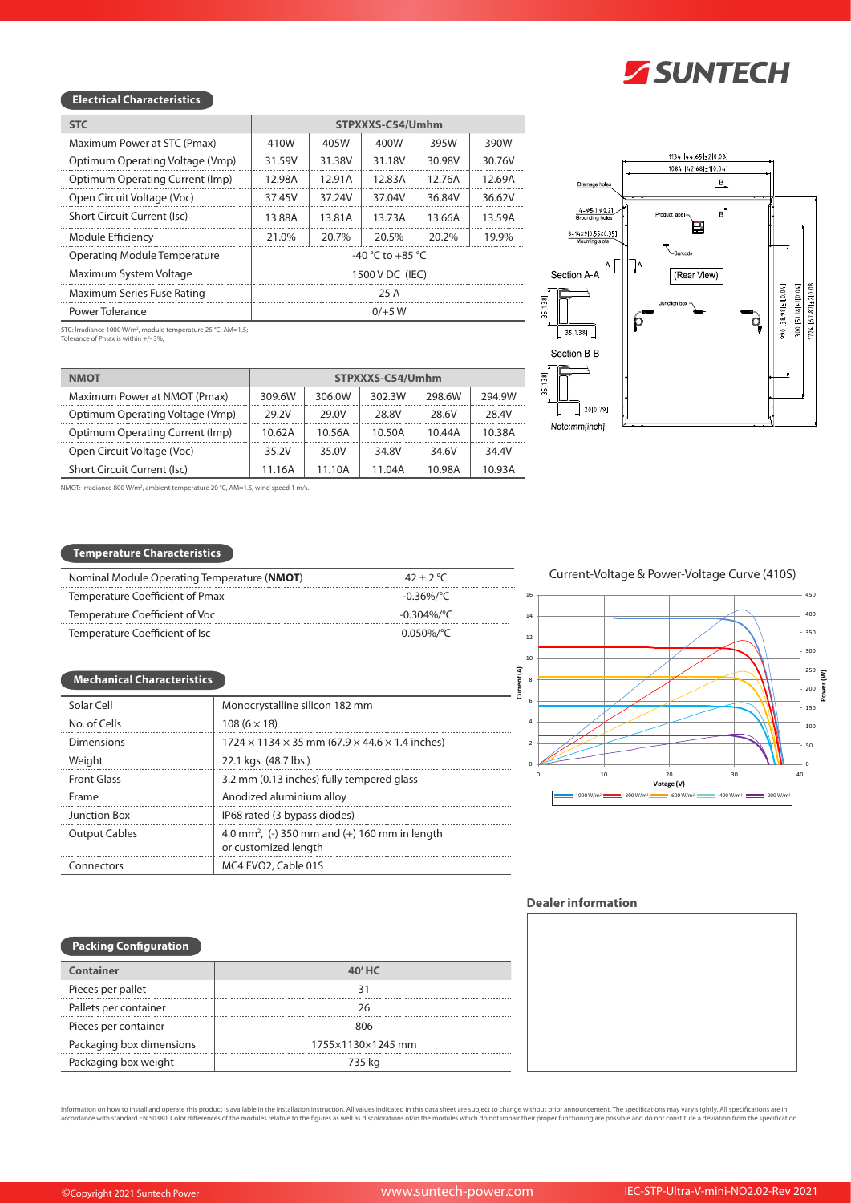## Electrical Characteristics

| STC | STPXXXS-C54/Umhm | | | | |
|---|---|---|---|---|---|
| Maximum Power at STC (Pmax) | 410W | 405W | 400W | 395W | 390W |
| Optimum Operating Voltage (Vmp) | 31.59V | 31.38V | 31.18V | 30.98V | 30.76V |
| Optimum Operating Current (Imp) | 12.98A | 12.91A | 12.83A | 12.76A | 12.69A |
| Open Circuit Voltage (Voc) | 37.45V | 37.24V | 37.04V | 36.84V | 36.62V |
| Short Circuit Current (Isc) | 13.88A | 13.81A | 13.73A | 13.66A | 13.59A |
| Module Efficiency | 21.0% | 20.7% | 20.5% | 20.2% | 19.9% |
| Operating Module Temperature | -40 °C to +85 °C | | | | |
| Maximum System Voltage | 1500 V DC (IEC) | | | | |
| Maximum Series Fuse Rating | 25 A | | | | |
| Power Tolerance | 0/+5 W | | | | |

STC: Irradiance 1000 W/m², module temperature 25 °C, AM=1.5;
Tolerance of Pmax is within +/- 3%;

| NMOT | STPXXXS-C54/Umhm | | | | |
|---|---|---|---|---|---|
| Maximum Power at NMOT (Pmax) | 309.6W | 306.0W | 302.3W | 298.6W | 294.9W |
| Optimum Operating Voltage (Vmp) | 29.2V | 29.0V | 28.8V | 28.6V | 28.4V |
| Optimum Operating Current (Imp) | 10.62A | 10.56A | 10.50A | 10.44A | 10.38A |
| Open Circuit Voltage (Voc) | 35.2V | 35.0V | 34.8V | 34.6V | 34.4V |
| Short Circuit Current (Isc) | 11.16A | 11.10A | 11.04A | 10.98A | 10.93A |

NMOT: Irradiance 800 W/m², ambient temperature 20 °C, AM=1.5, wind speed 1 m/s.

1134 [44.65]±2[0.08]
1084 [42.68]±1[0.04]
Drainage holes
4-Φ5.1[Φ0.2] Grounding holes
8-14×9[0.55×0.35] Mounting slots
Product label
Barcode
(Rear View)
Junction box
Section A-A
35[1.38]
35[1.38]
Section B-B
35[1.38]
20[0.79]
990 [38.98]±1[0.04]
1300 [51.18]±1[0.04]
1724 [67.87]±2[0.08]
Note:mm[inch]

## Temperature Characteristics

| | |
|---|---|
| Nominal Module Operating Temperature (**NMOT**) | 42 ± 2 °C |
| Temperature Coefficient of Pmax | -0.36%/°C |
| Temperature Coefficient of Voc | -0.304%/°C |
| Temperature Coefficient of Isc | 0.050%/°C |

Current-Voltage & Power-Voltage Curve (410S)

Current (A)
Power (W)
Votage (V)
1000 W/m² 800 W/m² 600 W/m² 400 W/m² 200 W/m²

## Mechanical Characteristics

| | |
|---|---|
| Solar Cell | Monocrystalline silicon 182 mm |
| No. of Cells | 108 (6 × 18) |
| Dimensions | 1724 × 1134 × 35 mm (67.9 × 44.6 × 1.4 inches) |
| Weight | 22.1 kgs (48.7 lbs.) |
| Front Glass | 3.2 mm (0.13 inches) fully tempered glass |
| Frame | Anodized aluminium alloy |
| Junction Box | IP68 rated (3 bypass diodes) |
| Output Cables | 4.0 mm², (-) 350 mm and (+) 160 mm in length or customized length |
| Connectors | MC4 EVO2, Cable 01S |

## Packing Configuration

| Container | 40' HC |
|---|---|
| Pieces per pallet | 31 |
| Pallets per container | 26 |
| Pieces per container | 806 |
| Packaging box dimensions | 1755×1130×1245 mm |
| Packaging box weight | 735 kg |

**Dealer information**

Information on how to install and operate this product is available in the installation instruction. All values indicated in this data sheet are subject to change without prior announcement. The specifications may vary slightly. All specifications are in accordance with standard EN 50380. Color differences of the modules relative to the figures as well as discolorations of/in the modules which do not impair their proper functioning are possible and do not constitute a deviation from the specification.

©Copyright 2021 Suntech Power www.suntech-power.com IEC-STP-Ultra-V-mini-NO2.02-Rev 2021